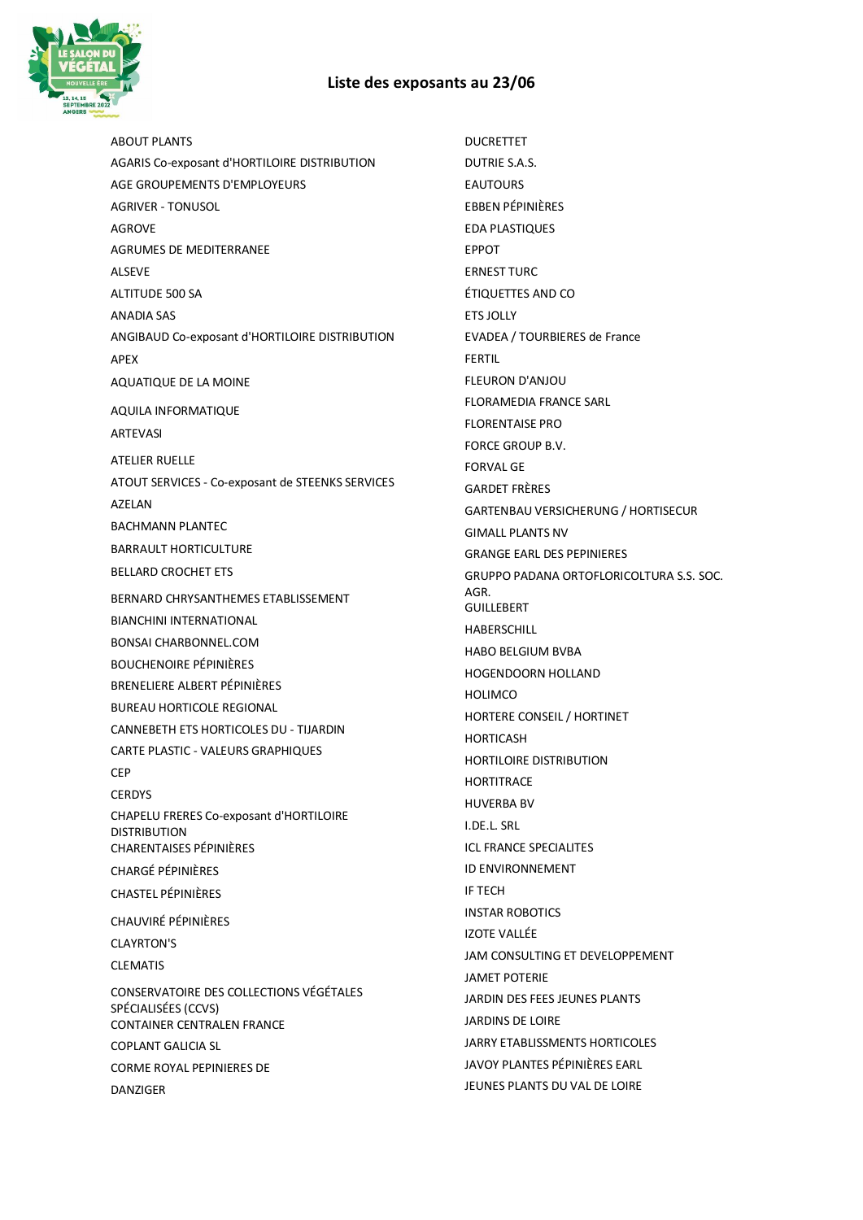# Liste des exposants au 23/06

ABOUT PLANTS
AGARIS Co-exposant d'HORTILOIRE DISTRIBUTION
AGE GROUPEMENTS D'EMPLOYEURS
AGRIVER - TONUSOL
AGROVE
AGRUMES DE MEDITERRANEE
ALSEVE
ALTITUDE 500 SA
ANADIA SAS
ANGIBAUD Co-exposant d'HORTILOIRE DISTRIBUTION
APEX
AQUATIQUE DE LA MOINE
AQUILA INFORMATIQUE
ARTEVASI
ATELIER RUELLE
ATOUT SERVICES - Co-exposant de STEENKS SERVICES
AZELAN
BACHMANN PLANTEC
BARRAULT HORTICULTURE
BELLARD CROCHET ETS
BERNARD CHRYSANTHEMES ETABLISSEMENT
BIANCHINI INTERNATIONAL
BONSAI CHARBONNEL.COM
BOUCHENOIRE PÉPINIÈRES
BRENELIERE ALBERT PÉPINIÈRES
BUREAU HORTICOLE REGIONAL
CANNEBETH ETS HORTICOLES DU - TIJARDIN
CARTE PLASTIC - VALEURS GRAPHIQUES
CEP
CERDYS
CHAPELU FRERES Co-exposant d'HORTILOIRE DISTRIBUTION
CHARENTAISES PÉPINIÈRES
CHARGÉ PÉPINIÈRES
CHASTEL PÉPINIÈRES
CHAUVIRÉ PÉPINIÈRES
CLAYRTON'S
CLEMATIS
CONSERVATOIRE DES COLLECTIONS VÉGÉTALES SPÉCIALISÉES (CCVS)
CONTAINER CENTRALEN FRANCE
COPLANT GALICIA SL
CORME ROYAL PEPINIERES DE
DANZIGER
DUCRETTET
DUTRIE S.A.S.
EAUTOURS
EBBEN PÉPINIÈRES
EDA PLASTIQUES
EPPOT
ERNEST TURC
ÉTIQUETTES AND CO
ETS JOLLY
EVADEA / TOURBIERES de France
FERTIL
FLEURON D'ANJOU
FLORAMEDIA FRANCE SARL
FLORENTAISE PRO
FORCE GROUP B.V.
FORVAL GE
GARDET FRÈRES
GARTENBAU VERSICHERUNG / HORTISECUR
GIMALL PLANTS NV
GRANGE EARL DES PEPINIERES
GRUPPO PADANA ORTOFLORICOLTURA S.S. SOC. AGR.
GUILLEBERT
HABERSCHILL
HABO BELGIUM BVBA
HOGENDOORN HOLLAND
HOLIMCO
HORTERE CONSEIL / HORTINET
HORTICASH
HORTILOIRE DISTRIBUTION
HORTITRACE
HUVERBA BV
I.DE.L. SRL
ICL FRANCE SPECIALITES
ID ENVIRONNEMENT
IF TECH
INSTAR ROBOTICS
IZOTE VALLÉE
JAM CONSULTING ET DEVELOPPEMENT
JAMET POTERIE
JARDIN DES FEES JEUNES PLANTS
JARDINS DE LOIRE
JARRY ETABLISSMENTS HORTICOLES
JAVOY PLANTES PÉPINIÈRES EARL
JEUNES PLANTS DU VAL DE LOIRE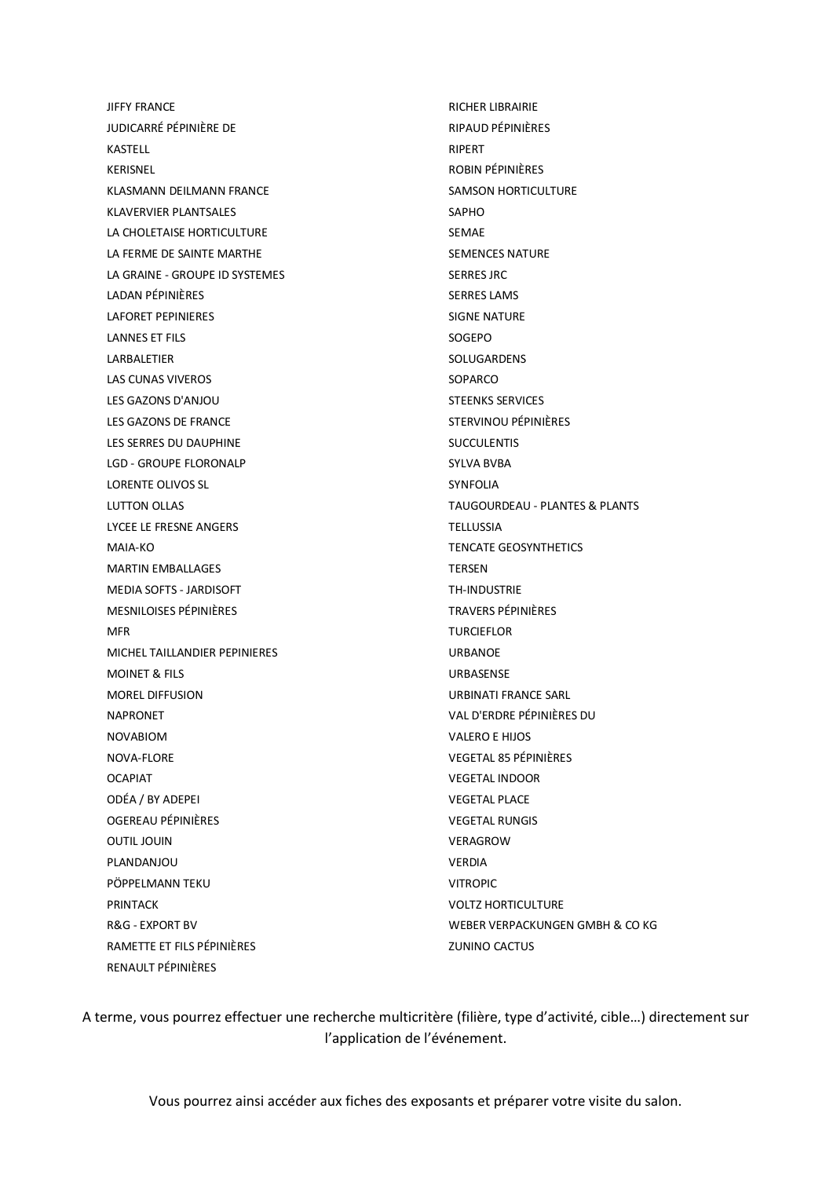JIFFY FRANCE
JUDICARRÉ PÉPINIÈRE DE
KASTELL
KERISNEL
KLASMANN DEILMANN FRANCE
KLAVERVIER PLANTSALES
LA CHOLETAISE HORTICULTURE
LA FERME DE SAINTE MARTHE
LA GRAINE - GROUPE ID SYSTEMES
LADAN PÉPINIÈRES
LAFORET PEPINIERES
LANNES ET FILS
LARBALETIER
LAS CUNAS VIVEROS
LES GAZONS D'ANJOU
LES GAZONS DE FRANCE
LES SERRES DU DAUPHINE
LGD - GROUPE FLORONALP
LORENTE OLIVOS SL
LUTTON OLLAS
LYCEE LE FRESNE ANGERS
MAIA-KO
MARTIN EMBALLAGES
MEDIA SOFTS - JARDISOFT
MESNILOISES PÉPINIÈRES
MFR
MICHEL TAILLANDIER PEPINIERES
MOINET & FILS
MOREL DIFFUSION
NAPRONET
NOVABIOM
NOVA-FLORE
OCAPIAT
ODÉA / BY ADEPEI
OGEREAU PÉPINIÈRES
OUTIL JOUIN
PLANDANJOU
PÖPPELMANN TEKU
PRINTACK
R&G - EXPORT BV
RAMETTE ET FILS PÉPINIÈRES
RENAULT PÉPINIÈRES
RICHER LIBRAIRIE
RIPAUD PÉPINIÈRES
RIPERT
ROBIN PÉPINIÈRES
SAMSON HORTICULTURE
SAPHO
SEMAE
SEMENCES NATURE
SERRES JRC
SERRES LAMS
SIGNE NATURE
SOGEPO
SOLUGARDENS
SOPARCO
STEENKS SERVICES
STERVINOU PÉPINIÈRES
SUCCULENTIS
SYLVA BVBA
SYNFOLIA
TAUGOURDEAU - PLANTES & PLANTS
TELLUSSIA
TENCATE GEOSYNTHETICS
TERSEN
TH-INDUSTRIE
TRAVERS PÉPINIÈRES
TURCIEFLOR
URBANOE
URBASENSE
URBINATI FRANCE SARL
VAL D'ERDRE PÉPINIÈRES DU
VALERO E HIJOS
VEGETAL 85 PÉPINIÈRES
VEGETAL INDOOR
VEGETAL PLACE
VEGETAL RUNGIS
VERAGROW
VERDIA
VITROPIC
VOLTZ HORTICULTURE
WEBER VERPACKUNGEN GMBH & CO KG
ZUNINO CACTUS

A terme, vous pourrez effectuer une recherche multicritère (filière, type d'activité, cible…) directement sur l'application de l'événement.

Vous pourrez ainsi accéder aux fiches des exposants et préparer votre visite du salon.